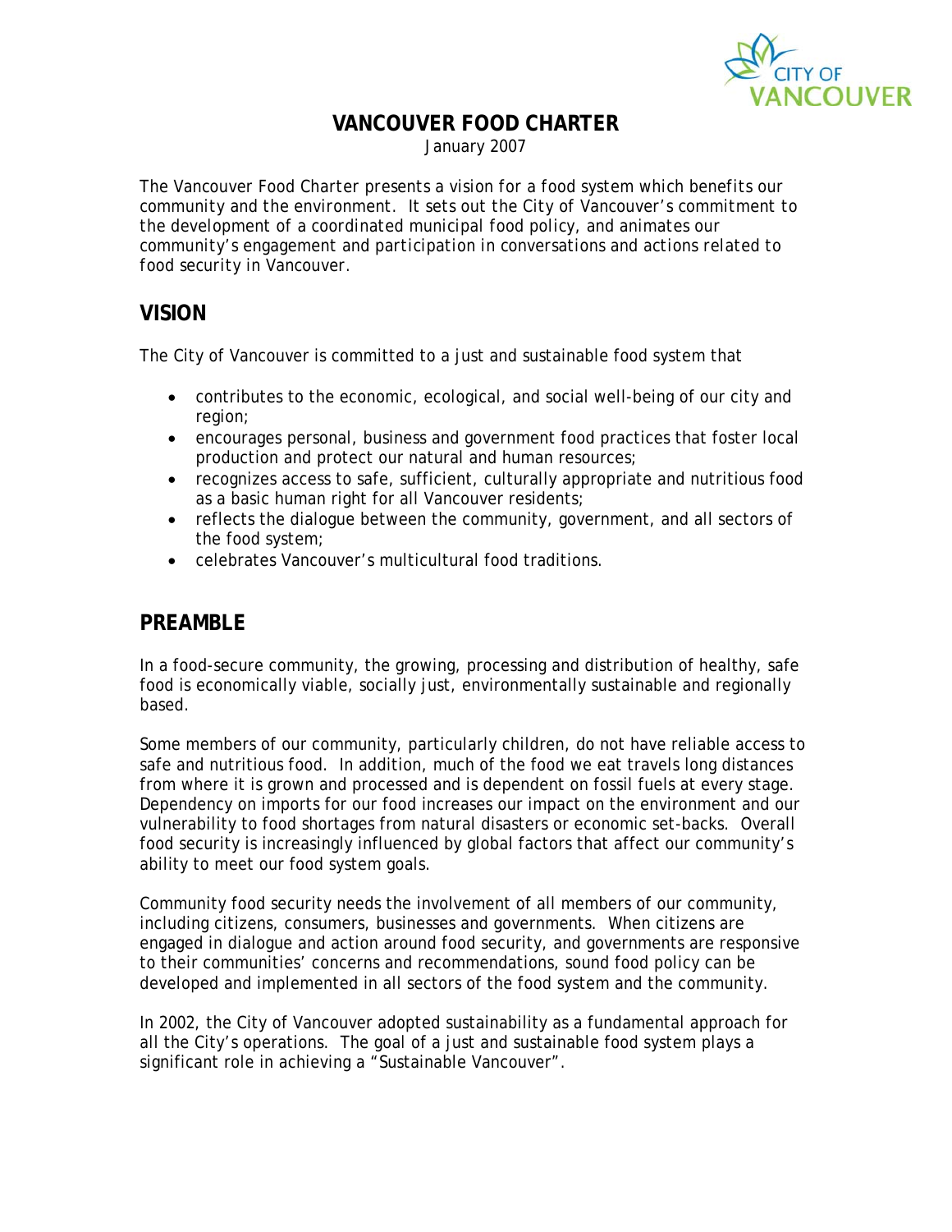# VANCOUVER FOOD CHARTER

January 2007

The Vancouver Food Charter presents a vision for a food system which benefits our community and the environment. It sets out the City of Vancouver's commitment to the development of a coordinated municipal food policy, and animates our community's engagement and participation in conversations and actions related to food security in Vancouver.

## VISION

The City of Vancouver is committed to a just and sustainable food system that

- contributes to the economic, ecological, and social well-being of our city and region;
- encourages personal, business and government food practices that foster local production and protect our natural and human resources;
- recognizes access to safe, sufficient, culturally appropriate and nutritious food as a basic human right for all Vancouver residents;
- reflects the dialogue between the community, government, and all sectors of the food system;
- celebrates Vancouver's multicultural food traditions.

## PREAMBLE

In a food-secure community, the growing, processing and distribution of healthy, safe food is economically viable, socially just, environmentally sustainable and regionally based.

Some members of our community, particularly children, do not have reliable access to safe and nutritious food. In addition, much of the food we eat travels long distances from where it is grown and processed and is dependent on fossil fuels at every stage. Dependency on imports for our food increases our impact on the environment and our vulnerability to food shortages from natural disasters or economic set-backs. Overall food security is increasingly influenced by global factors that affect our community's ability to meet our food system goals.

Community food security needs the involvement of all members of our community, including citizens, consumers, businesses and governments. When citizens are engaged in dialogue and action around food security, and governments are responsive to their communities' concerns and recommendations, sound food policy can be developed and implemented in all sectors of the food system and the community.

In 2002, the City of Vancouver adopted sustainability as a fundamental approach for all the City's operations. The goal of a just and sustainable food system plays a significant role in achieving a "Sustainable Vancouver".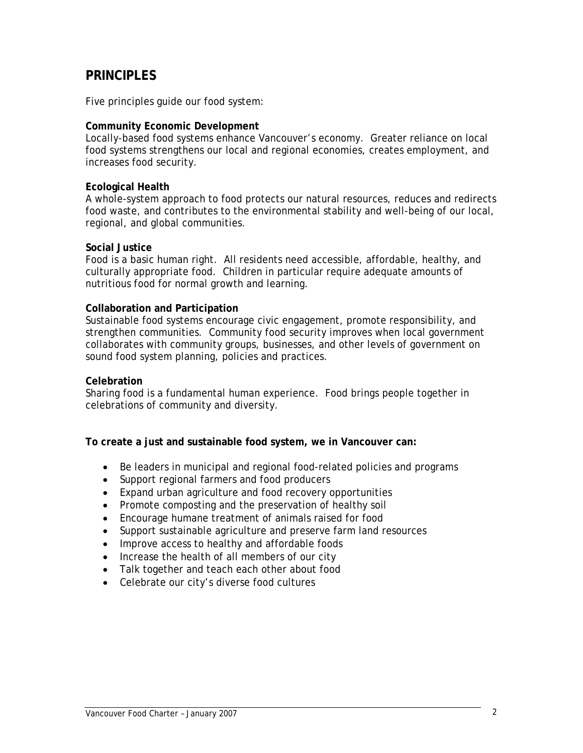## PRINCIPLES

Five principles guide our food system:

**Community Economic Development**
Locally-based food systems enhance Vancouver's economy. Greater reliance on local food systems strengthens our local and regional economies, creates employment, and increases food security.

**Ecological Health**
A whole-system approach to food protects our natural resources, reduces and redirects food waste, and contributes to the environmental stability and well-being of our local, regional, and global communities.

**Social Justice**
Food is a basic human right. All residents need accessible, affordable, healthy, and culturally appropriate food. Children in particular require adequate amounts of nutritious food for normal growth and learning.

**Collaboration and Participation**
Sustainable food systems encourage civic engagement, promote responsibility, and strengthen communities. Community food security improves when local government collaborates with community groups, businesses, and other levels of government on sound food system planning, policies and practices.

**Celebration**
Sharing food is a fundamental human experience. Food brings people together in celebrations of community and diversity.

**To create a just and sustainable food system, we in Vancouver can:**

- Be leaders in municipal and regional food-related policies and programs
- Support regional farmers and food producers
- Expand urban agriculture and food recovery opportunities
- Promote composting and the preservation of healthy soil
- Encourage humane treatment of animals raised for food
- Support sustainable agriculture and preserve farm land resources
- Improve access to healthy and affordable foods
- Increase the health of all members of our city
- Talk together and teach each other about food
- Celebrate our city's diverse food cultures